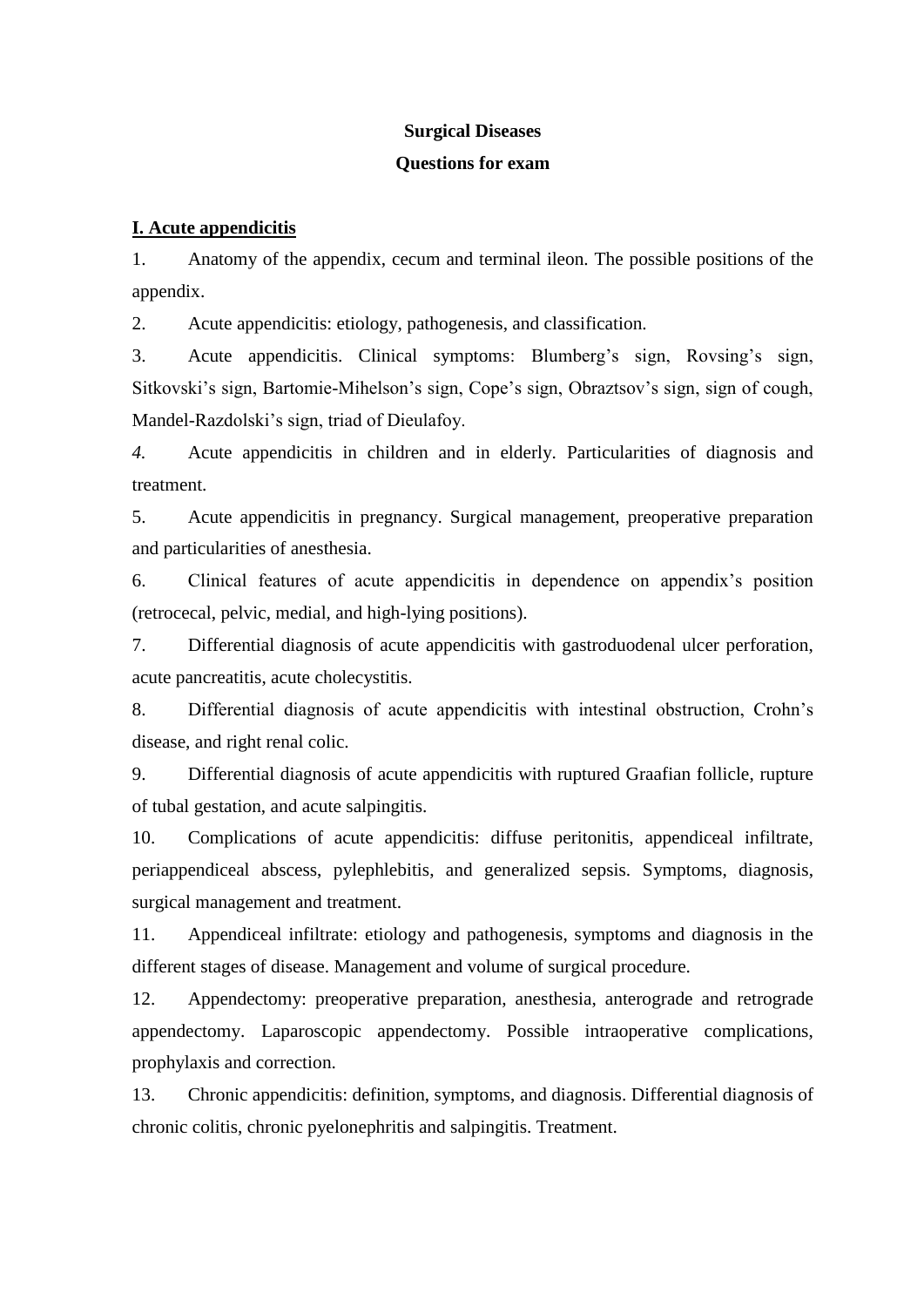**Surgical Diseases**

**Questions for exam**

## I. Acute appendicitis

1. Anatomy of the appendix, cecum and terminal ileon. The possible positions of the appendix.
2. Acute appendicitis: etiology, pathogenesis, and classification.
3. Acute appendicitis. Clinical symptoms: Blumberg's sign, Rovsing's sign, Sitkovski's sign, Bartomie-Mihelson's sign, Cope's sign, Obraztsov's sign, sign of cough, Mandel-Razdolski's sign, triad of Dieulafoy.
4. Acute appendicitis in children and in elderly. Particularities of diagnosis and treatment.
5. Acute appendicitis in pregnancy. Surgical management, preoperative preparation and particularities of anesthesia.
6. Clinical features of acute appendicitis in dependence on appendix's position (retrocecal, pelvic, medial, and high-lying positions).
7. Differential diagnosis of acute appendicitis with gastroduodenal ulcer perforation, acute pancreatitis, acute cholecystitis.
8. Differential diagnosis of acute appendicitis with intestinal obstruction, Crohn's disease, and right renal colic.
9. Differential diagnosis of acute appendicitis with ruptured Graafian follicle, rupture of tubal gestation, and acute salpingitis.
10. Complications of acute appendicitis: diffuse peritonitis, appendiceal infiltrate, periappendiceal abscess, pylephlebitis, and generalized sepsis. Symptoms, diagnosis, surgical management and treatment.
11. Appendiceal infiltrate: etiology and pathogenesis, symptoms and diagnosis in the different stages of disease. Management and volume of surgical procedure.
12. Appendectomy: preoperative preparation, anesthesia, anterograde and retrograde appendectomy. Laparoscopic appendectomy. Possible intraoperative complications, prophylaxis and correction.
13. Chronic appendicitis: definition, symptoms, and diagnosis. Differential diagnosis of chronic colitis, chronic pyelonephritis and salpingitis. Treatment.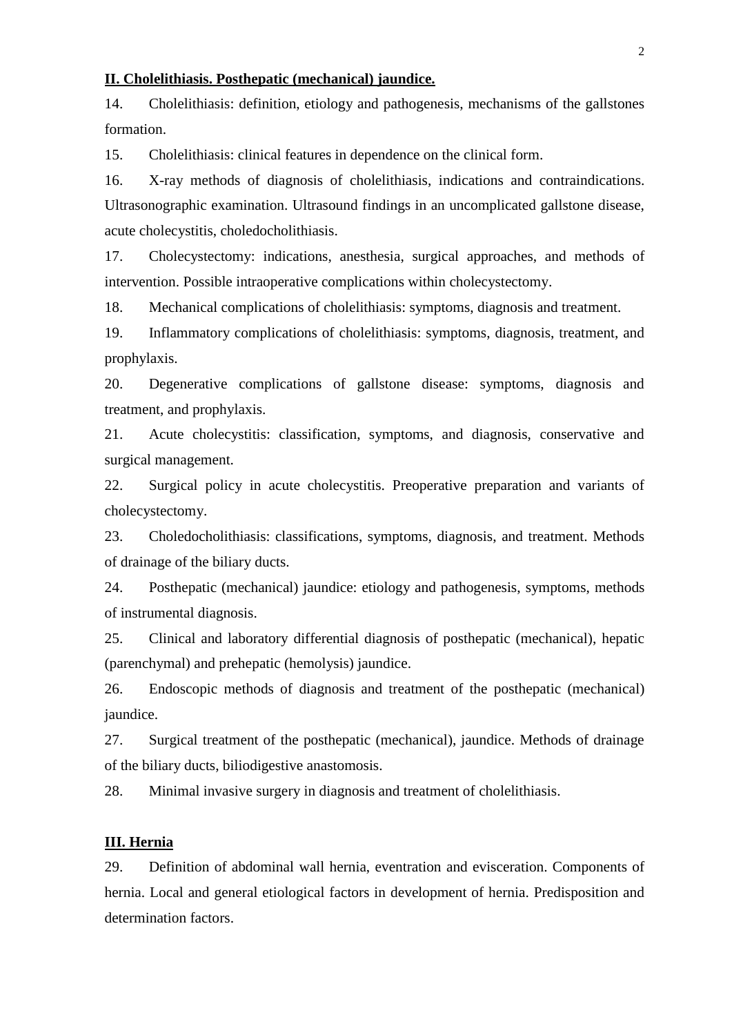**<u>II. Cholelithiasis. Posthepatic (mechanical) jaundice.</u>**

14. Cholelithiasis: definition, etiology and pathogenesis, mechanisms of the gallstones formation.

15. Cholelithiasis: clinical features in dependence on the clinical form.

16. X-ray methods of diagnosis of cholelithiasis, indications and contraindications. Ultrasonographic examination. Ultrasound findings in an uncomplicated gallstone disease, acute cholecystitis, choledocholithiasis.

17. Cholecystectomy: indications, anesthesia, surgical approaches, and methods of intervention. Possible intraoperative complications within cholecystectomy.

18. Mechanical complications of cholelithiasis: symptoms, diagnosis and treatment.

19. Inflammatory complications of cholelithiasis: symptoms, diagnosis, treatment, and prophylaxis.

20. Degenerative complications of gallstone disease: symptoms, diagnosis and treatment, and prophylaxis.

21. Acute cholecystitis: classification, symptoms, and diagnosis, conservative and surgical management.

22. Surgical policy in acute cholecystitis. Preoperative preparation and variants of cholecystectomy.

23. Choledocholithiasis: classifications, symptoms, diagnosis, and treatment. Methods of drainage of the biliary ducts.

24. Posthepatic (mechanical) jaundice: etiology and pathogenesis, symptoms, methods of instrumental diagnosis.

25. Clinical and laboratory differential diagnosis of posthepatic (mechanical), hepatic (parenchymal) and prehepatic (hemolysis) jaundice.

26. Endoscopic methods of diagnosis and treatment of the posthepatic (mechanical) jaundice.

27. Surgical treatment of the posthepatic (mechanical), jaundice. Methods of drainage of the biliary ducts, biliodigestive anastomosis.

28. Minimal invasive surgery in diagnosis and treatment of cholelithiasis.

**<u>III. Hernia</u>**

29. Definition of abdominal wall hernia, eventration and evisceration. Components of hernia. Local and general etiological factors in development of hernia. Predisposition and determination factors.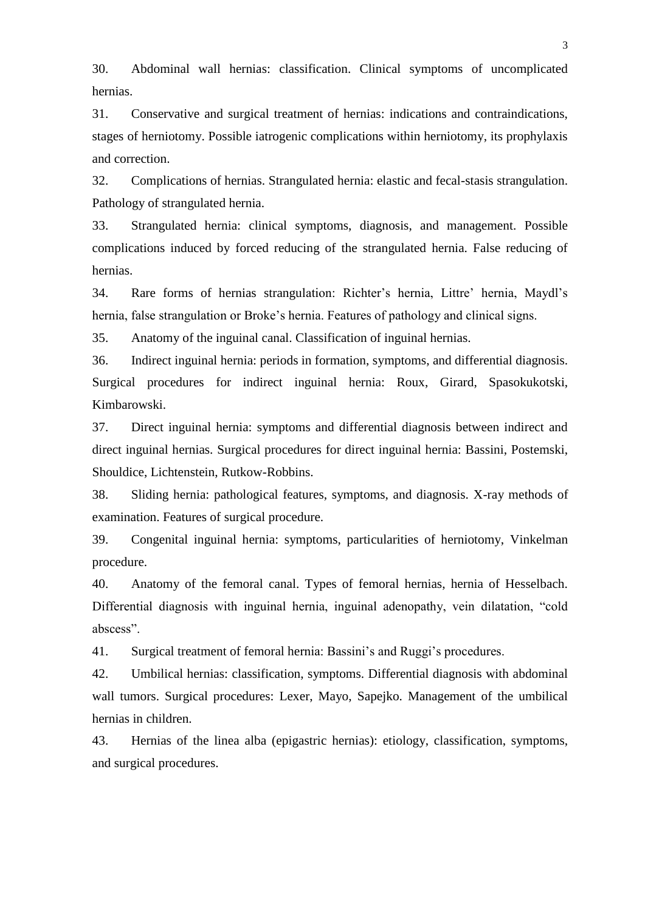30. Abdominal wall hernias: classification. Clinical symptoms of uncomplicated hernias.

31. Conservative and surgical treatment of hernias: indications and contraindications, stages of herniotomy. Possible iatrogenic complications within herniotomy, its prophylaxis and correction.

32. Complications of hernias. Strangulated hernia: elastic and fecal-stasis strangulation. Pathology of strangulated hernia.

33. Strangulated hernia: clinical symptoms, diagnosis, and management. Possible complications induced by forced reducing of the strangulated hernia. False reducing of hernias.

34. Rare forms of hernias strangulation: Richter's hernia, Littre' hernia, Maydl's hernia, false strangulation or Broke's hernia. Features of pathology and clinical signs.

35. Anatomy of the inguinal canal. Classification of inguinal hernias.

36. Indirect inguinal hernia: periods in formation, symptoms, and differential diagnosis. Surgical procedures for indirect inguinal hernia: Roux, Girard, Spasokukotski, Kimbarowski.

37. Direct inguinal hernia: symptoms and differential diagnosis between indirect and direct inguinal hernias. Surgical procedures for direct inguinal hernia: Bassini, Postemski, Shouldice, Lichtenstein, Rutkow-Robbins.

38. Sliding hernia: pathological features, symptoms, and diagnosis. X-ray methods of examination. Features of surgical procedure.

39. Congenital inguinal hernia: symptoms, particularities of herniotomy, Vinkelman procedure.

40. Anatomy of the femoral canal. Types of femoral hernias, hernia of Hesselbach. Differential diagnosis with inguinal hernia, inguinal adenopathy, vein dilatation, "cold abscess".

41. Surgical treatment of femoral hernia: Bassini's and Ruggi's procedures.

42. Umbilical hernias: classification, symptoms. Differential diagnosis with abdominal wall tumors. Surgical procedures: Lexer, Mayo, Sapejko. Management of the umbilical hernias in children.

43. Hernias of the linea alba (epigastric hernias): etiology, classification, symptoms, and surgical procedures.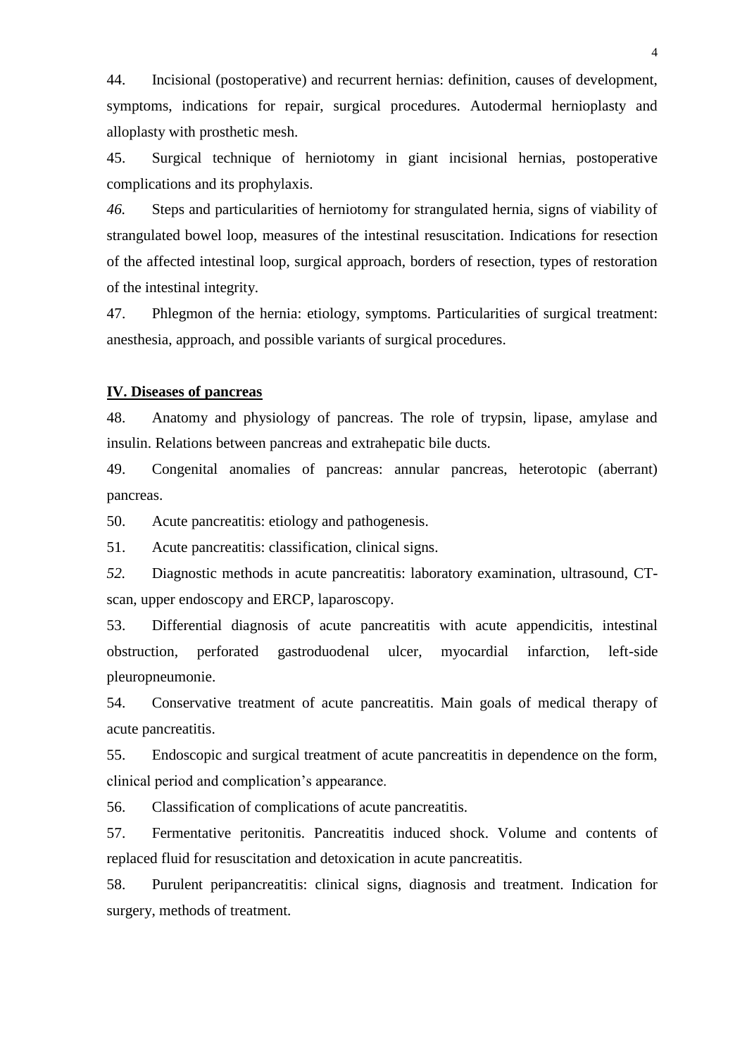44. Incisional (postoperative) and recurrent hernias: definition, causes of development, symptoms, indications for repair, surgical procedures. Autodermal hernioplasty and alloplasty with prosthetic mesh.

45. Surgical technique of herniotomy in giant incisional hernias, postoperative complications and its prophylaxis.

*46.* Steps and particularities of herniotomy for strangulated hernia, signs of viability of strangulated bowel loop, measures of the intestinal resuscitation. Indications for resection of the affected intestinal loop, surgical approach, borders of resection, types of restoration of the intestinal integrity.

47. Phlegmon of the hernia: etiology, symptoms. Particularities of surgical treatment: anesthesia, approach, and possible variants of surgical procedures.

## IV. Diseases of pancreas

48. Anatomy and physiology of pancreas. The role of trypsin, lipase, amylase and insulin. Relations between pancreas and extrahepatic bile ducts.

49. Congenital anomalies of pancreas: annular pancreas, heterotopic (aberrant) pancreas.

50. Acute pancreatitis: etiology and pathogenesis.

51. Acute pancreatitis: classification, clinical signs.

*52.* Diagnostic methods in acute pancreatitis: laboratory examination, ultrasound, CT-scan, upper endoscopy and ERCP, laparoscopy.

53. Differential diagnosis of acute pancreatitis with acute appendicitis, intestinal obstruction, perforated gastroduodenal ulcer, myocardial infarction, left-side pleuropneumonie.

54. Conservative treatment of acute pancreatitis. Main goals of medical therapy of acute pancreatitis.

55. Endoscopic and surgical treatment of acute pancreatitis in dependence on the form, clinical period and complication's appearance.

56. Classification of complications of acute pancreatitis.

57. Fermentative peritonitis. Pancreatitis induced shock. Volume and contents of replaced fluid for resuscitation and detoxication in acute pancreatitis.

58. Purulent peripancreatitis: clinical signs, diagnosis and treatment. Indication for surgery, methods of treatment.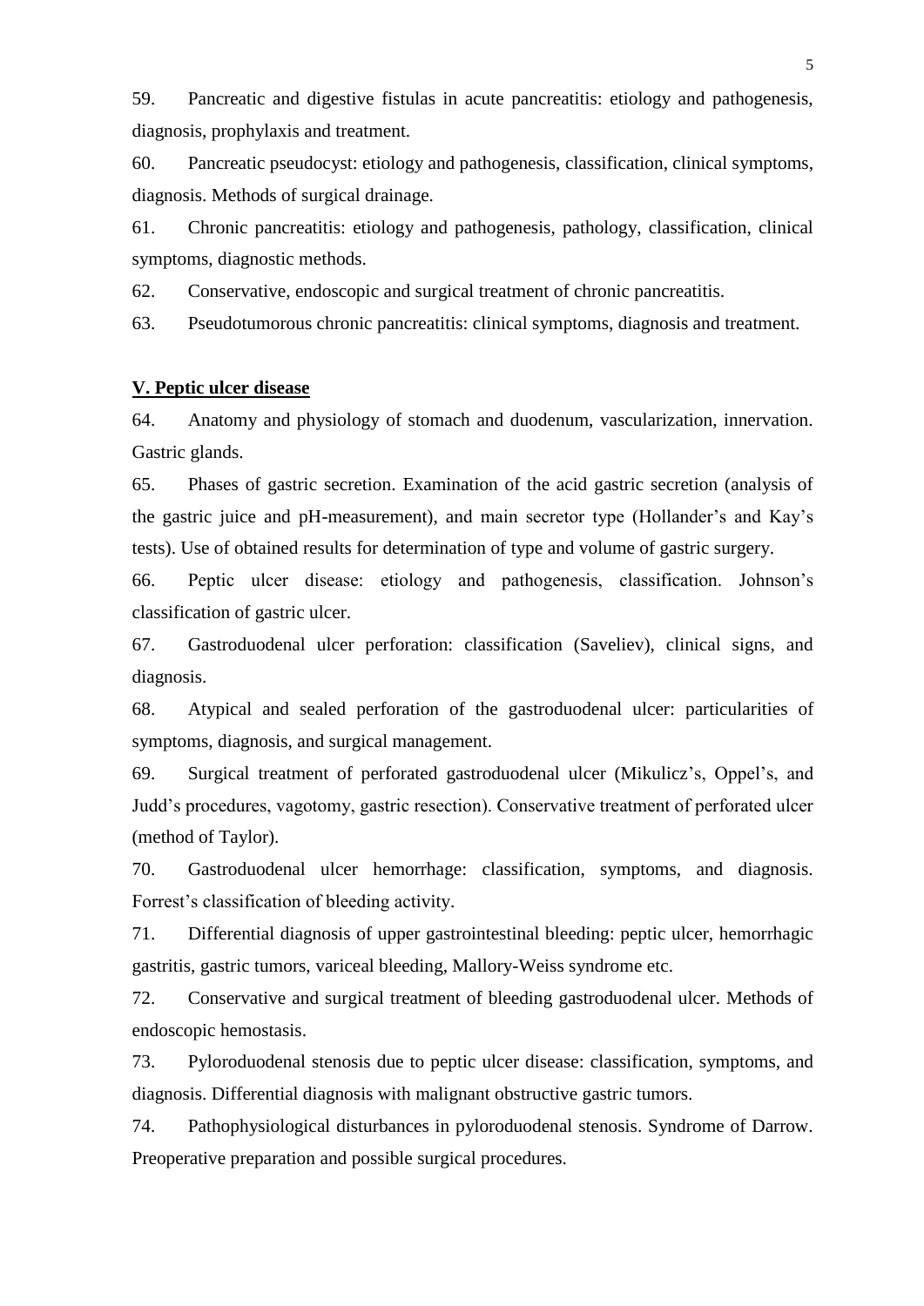59. Pancreatic and digestive fistulas in acute pancreatitis: etiology and pathogenesis, diagnosis, prophylaxis and treatment.

60. Pancreatic pseudocyst: etiology and pathogenesis, classification, clinical symptoms, diagnosis. Methods of surgical drainage.

61. Chronic pancreatitis: etiology and pathogenesis, pathology, classification, clinical symptoms, diagnostic methods.

62. Conservative, endoscopic and surgical treatment of chronic pancreatitis.

63. Pseudotumorous chronic pancreatitis: clinical symptoms, diagnosis and treatment.

## V. Peptic ulcer disease

64. Anatomy and physiology of stomach and duodenum, vascularization, innervation. Gastric glands.

65. Phases of gastric secretion. Examination of the acid gastric secretion (analysis of the gastric juice and pH-measurement), and main secretor type (Hollander's and Kay's tests). Use of obtained results for determination of type and volume of gastric surgery.

66. Peptic ulcer disease: etiology and pathogenesis, classification. Johnson's classification of gastric ulcer.

67. Gastroduodenal ulcer perforation: classification (Saveliev), clinical signs, and diagnosis.

68. Atypical and sealed perforation of the gastroduodenal ulcer: particularities of symptoms, diagnosis, and surgical management.

69. Surgical treatment of perforated gastroduodenal ulcer (Mikulicz's, Oppel's, and Judd's procedures, vagotomy, gastric resection). Conservative treatment of perforated ulcer (method of Taylor).

70. Gastroduodenal ulcer hemorrhage: classification, symptoms, and diagnosis. Forrest's classification of bleeding activity.

71. Differential diagnosis of upper gastrointestinal bleeding: peptic ulcer, hemorrhagic gastritis, gastric tumors, variceal bleeding, Mallory-Weiss syndrome etc.

72. Conservative and surgical treatment of bleeding gastroduodenal ulcer. Methods of endoscopic hemostasis.

73. Pyloroduodenal stenosis due to peptic ulcer disease: classification, symptoms, and diagnosis. Differential diagnosis with malignant obstructive gastric tumors.

74. Pathophysiological disturbances in pyloroduodenal stenosis. Syndrome of Darrow. Preoperative preparation and possible surgical procedures.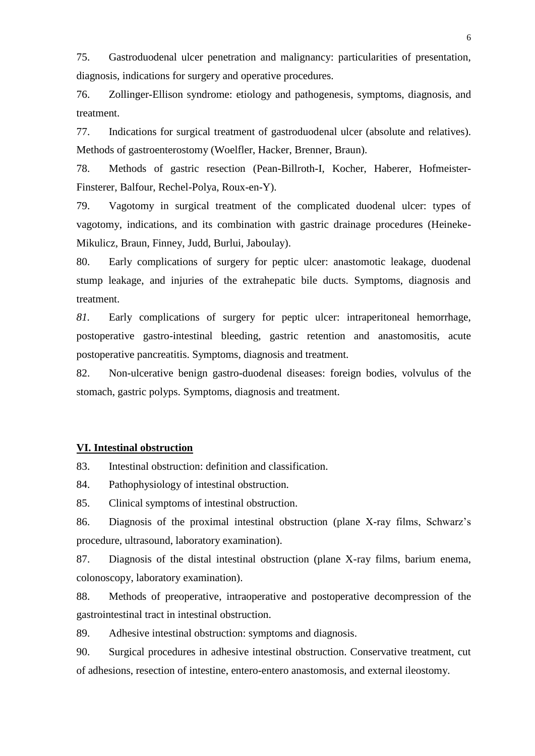75. Gastroduodenal ulcer penetration and malignancy: particularities of presentation, diagnosis, indications for surgery and operative procedures.

76. Zollinger-Ellison syndrome: etiology and pathogenesis, symptoms, diagnosis, and treatment.

77. Indications for surgical treatment of gastroduodenal ulcer (absolute and relatives). Methods of gastroenterostomy (Woelfler, Hacker, Brenner, Braun).

78. Methods of gastric resection (Pean-Billroth-I, Kocher, Haberer, Hofmeister-Finsterer, Balfour, Rechel-Polya, Roux-en-Y).

79. Vagotomy in surgical treatment of the complicated duodenal ulcer: types of vagotomy, indications, and its combination with gastric drainage procedures (Heineke-Mikulicz, Braun, Finney, Judd, Burlui, Jaboulay).

80. Early complications of surgery for peptic ulcer: anastomotic leakage, duodenal stump leakage, and injuries of the extrahepatic bile ducts. Symptoms, diagnosis and treatment.

*81.* Early complications of surgery for peptic ulcer: intraperitoneal hemorrhage, postoperative gastro-intestinal bleeding, gastric retention and anastomositis, acute postoperative pancreatitis. Symptoms, diagnosis and treatment.

82. Non-ulcerative benign gastro-duodenal diseases: foreign bodies, volvulus of the stomach, gastric polyps. Symptoms, diagnosis and treatment.

## VI. Intestinal obstruction

83. Intestinal obstruction: definition and classification.

84. Pathophysiology of intestinal obstruction.

85. Clinical symptoms of intestinal obstruction.

86. Diagnosis of the proximal intestinal obstruction (plane X-ray films, Schwarz's procedure, ultrasound, laboratory examination).

87. Diagnosis of the distal intestinal obstruction (plane X-ray films, barium enema, colonoscopy, laboratory examination).

88. Methods of preoperative, intraoperative and postoperative decompression of the gastrointestinal tract in intestinal obstruction.

89. Adhesive intestinal obstruction: symptoms and diagnosis.

90. Surgical procedures in adhesive intestinal obstruction. Conservative treatment, cut of adhesions, resection of intestine, entero-entero anastomosis, and external ileostomy.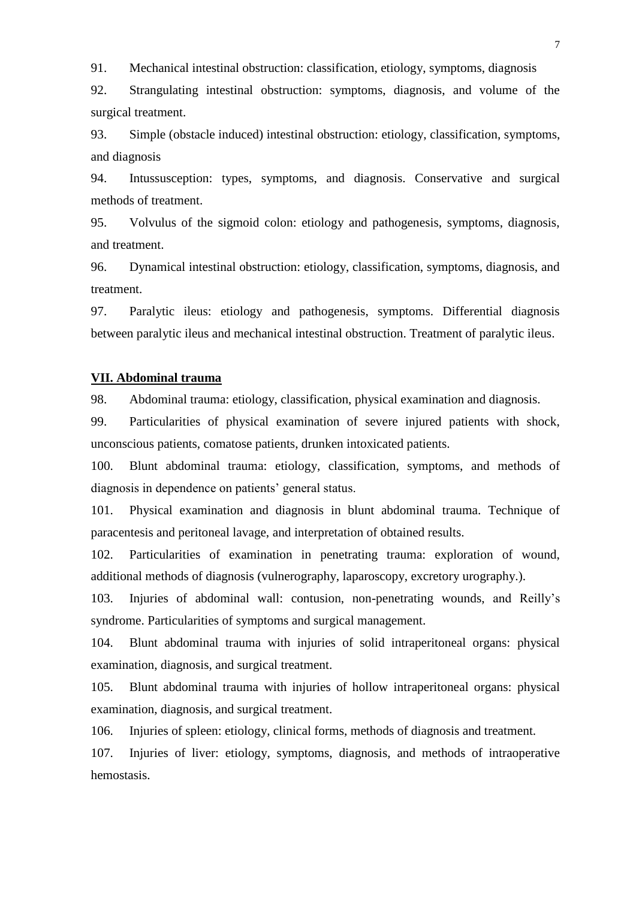91. Mechanical intestinal obstruction: classification, etiology, symptoms, diagnosis

92. Strangulating intestinal obstruction: symptoms, diagnosis, and volume of the surgical treatment.

93. Simple (obstacle induced) intestinal obstruction: etiology, classification, symptoms, and diagnosis

94. Intussusception: types, symptoms, and diagnosis. Conservative and surgical methods of treatment.

95. Volvulus of the sigmoid colon: etiology and pathogenesis, symptoms, diagnosis, and treatment.

96. Dynamical intestinal obstruction: etiology, classification, symptoms, diagnosis, and treatment.

97. Paralytic ileus: etiology and pathogenesis, symptoms. Differential diagnosis between paralytic ileus and mechanical intestinal obstruction. Treatment of paralytic ileus.

## VII. Abdominal trauma

98. Abdominal trauma: etiology, classification, physical examination and diagnosis.

99. Particularities of physical examination of severe injured patients with shock, unconscious patients, comatose patients, drunken intoxicated patients.

100. Blunt abdominal trauma: etiology, classification, symptoms, and methods of diagnosis in dependence on patients' general status.

101. Physical examination and diagnosis in blunt abdominal trauma. Technique of paracentesis and peritoneal lavage, and interpretation of obtained results.

102. Particularities of examination in penetrating trauma: exploration of wound, additional methods of diagnosis (vulnerography, laparoscopy, excretory urography.).

103. Injuries of abdominal wall: contusion, non-penetrating wounds, and Reilly's syndrome. Particularities of symptoms and surgical management.

104. Blunt abdominal trauma with injuries of solid intraperitoneal organs: physical examination, diagnosis, and surgical treatment.

105. Blunt abdominal trauma with injuries of hollow intraperitoneal organs: physical examination, diagnosis, and surgical treatment.

106. Injuries of spleen: etiology, clinical forms, methods of diagnosis and treatment.

107. Injuries of liver: etiology, symptoms, diagnosis, and methods of intraoperative hemostasis.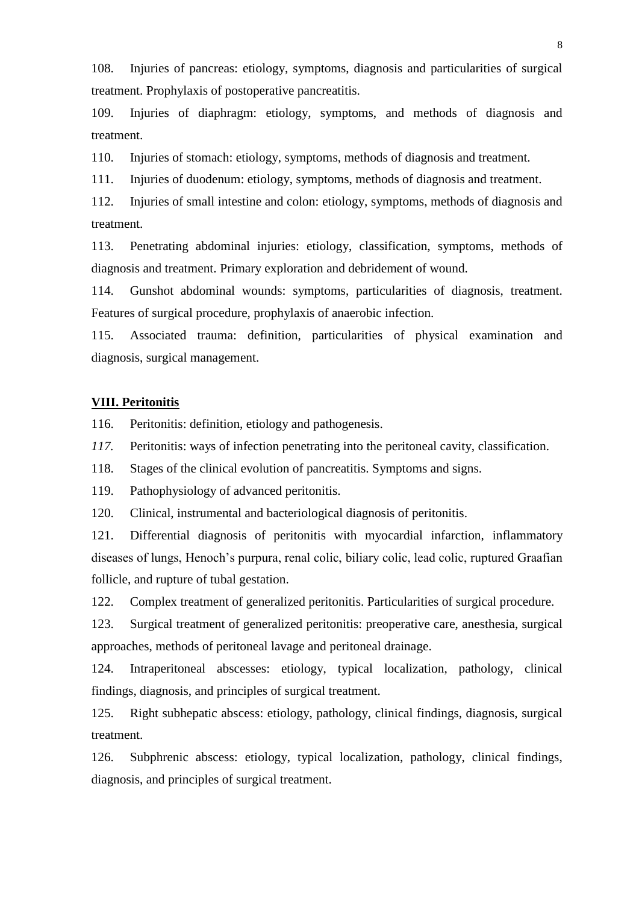108. Injuries of pancreas: etiology, symptoms, diagnosis and particularities of surgical treatment. Prophylaxis of postoperative pancreatitis.

109. Injuries of diaphragm: etiology, symptoms, and methods of diagnosis and treatment.

110. Injuries of stomach: etiology, symptoms, methods of diagnosis and treatment.

111. Injuries of duodenum: etiology, symptoms, methods of diagnosis and treatment.

112. Injuries of small intestine and colon: etiology, symptoms, methods of diagnosis and treatment.

113. Penetrating abdominal injuries: etiology, classification, symptoms, methods of diagnosis and treatment. Primary exploration and debridement of wound.

114. Gunshot abdominal wounds: symptoms, particularities of diagnosis, treatment. Features of surgical procedure, prophylaxis of anaerobic infection.

115. Associated trauma: definition, particularities of physical examination and diagnosis, surgical management.

## VIII. Peritonitis

116. Peritonitis: definition, etiology and pathogenesis.

*117.* Peritonitis: ways of infection penetrating into the peritoneal cavity, classification.

118. Stages of the clinical evolution of pancreatitis. Symptoms and signs.

119. Pathophysiology of advanced peritonitis.

120. Clinical, instrumental and bacteriological diagnosis of peritonitis.

121. Differential diagnosis of peritonitis with myocardial infarction, inflammatory diseases of lungs, Henoch's purpura, renal colic, biliary colic, lead colic, ruptured Graafian follicle, and rupture of tubal gestation.

122. Complex treatment of generalized peritonitis. Particularities of surgical procedure.

123. Surgical treatment of generalized peritonitis: preoperative care, anesthesia, surgical approaches, methods of peritoneal lavage and peritoneal drainage.

124. Intraperitoneal abscesses: etiology, typical localization, pathology, clinical findings, diagnosis, and principles of surgical treatment.

125. Right subhepatic abscess: etiology, pathology, clinical findings, diagnosis, surgical treatment.

126. Subphrenic abscess: etiology, typical localization, pathology, clinical findings, diagnosis, and principles of surgical treatment.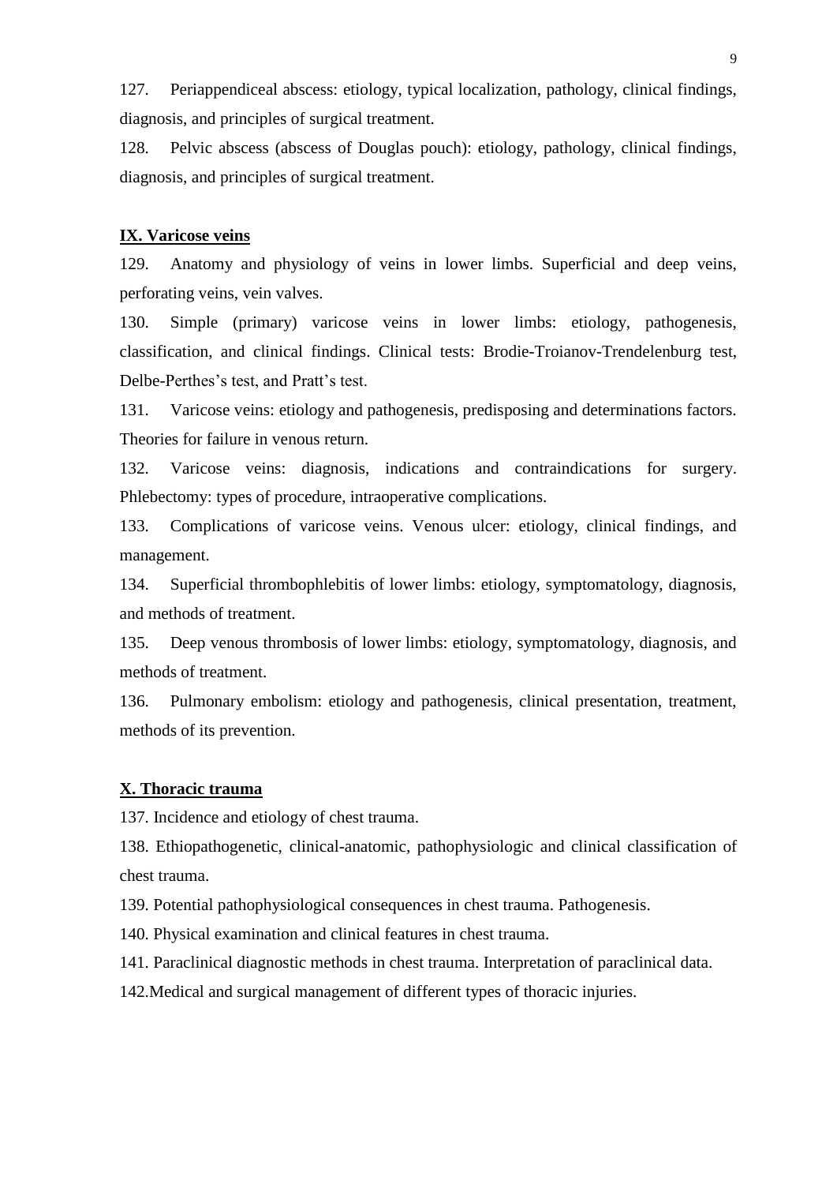127. Periappendiceal abscess: etiology, typical localization, pathology, clinical findings, diagnosis, and principles of surgical treatment.

128. Pelvic abscess (abscess of Douglas pouch): etiology, pathology, clinical findings, diagnosis, and principles of surgical treatment.

## IX. Varicose veins

129. Anatomy and physiology of veins in lower limbs. Superficial and deep veins, perforating veins, vein valves.

130. Simple (primary) varicose veins in lower limbs: etiology, pathogenesis, classification, and clinical findings. Clinical tests: Brodie-Troianov-Trendelenburg test, Delbe-Perthes's test, and Pratt's test.

131. Varicose veins: etiology and pathogenesis, predisposing and determinations factors. Theories for failure in venous return.

132. Varicose veins: diagnosis, indications and contraindications for surgery. Phlebectomy: types of procedure, intraoperative complications.

133. Complications of varicose veins. Venous ulcer: etiology, clinical findings, and management.

134. Superficial thrombophlebitis of lower limbs: etiology, symptomatology, diagnosis, and methods of treatment.

135. Deep venous thrombosis of lower limbs: etiology, symptomatology, diagnosis, and methods of treatment.

136. Pulmonary embolism: etiology and pathogenesis, clinical presentation, treatment, methods of its prevention.

## X. Thoracic trauma

137. Incidence and etiology of chest trauma.

138. Ethiopathogenetic, clinical-anatomic, pathophysiologic and clinical classification of chest trauma.

139. Potential pathophysiological consequences in chest trauma. Pathogenesis.

140. Physical examination and clinical features in chest trauma.

141. Paraclinical diagnostic methods in chest trauma. Interpretation of paraclinical data.

142.Medical and surgical management of different types of thoracic injuries.